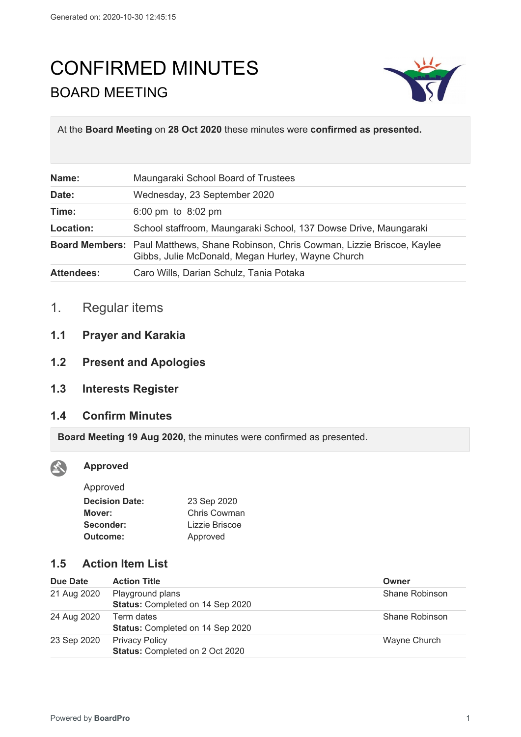Generated on: 2020-10-30 12:45:15

# CONFIRMED MINUTES

## BOARD MEETING

At the **Board Meeting** on **28 Oct 2020** these minutes were **confirmed as presented.**

| | |
|---|---|
| **Name:** | Maungaraki School Board of Trustees |
| **Date:** | Wednesday, 23 September 2020 |
| **Time:** | 6:00 pm to 8:02 pm |
| **Location:** | School staffroom, Maungaraki School, 137 Dowse Drive, Maungaraki |
| **Board Members:** | Paul Matthews, Shane Robinson, Chris Cowman, Lizzie Briscoe, Kaylee Gibbs, Julie McDonald, Megan Hurley, Wayne Church |
| **Attendees:** | Caro Wills, Darian Schulz, Tania Potaka |

## 1. Regular items

### 1.1 Prayer and Karakia

### 1.2 Present and Apologies

### 1.3 Interests Register

### 1.4 Confirm Minutes

**Board Meeting 19 Aug 2020,** the minutes were confirmed as presented.

**Approved**

Approved

| | |
|---|---|
| **Decision Date:** | 23 Sep 2020 |
| **Mover:** | Chris Cowman |
| **Seconder:** | Lizzie Briscoe |
| **Outcome:** | Approved |

### 1.5 Action Item List

| Due Date | Action Title | Owner |
|---|---|---|
| 21 Aug 2020 | Playground plans<br>**Status:** Completed on 14 Sep 2020 | Shane Robinson |
| 24 Aug 2020 | Term dates<br>**Status:** Completed on 14 Sep 2020 | Shane Robinson |
| 23 Sep 2020 | Privacy Policy<br>**Status:** Completed on 2 Oct 2020 | Wayne Church |

Powered by **BoardPro**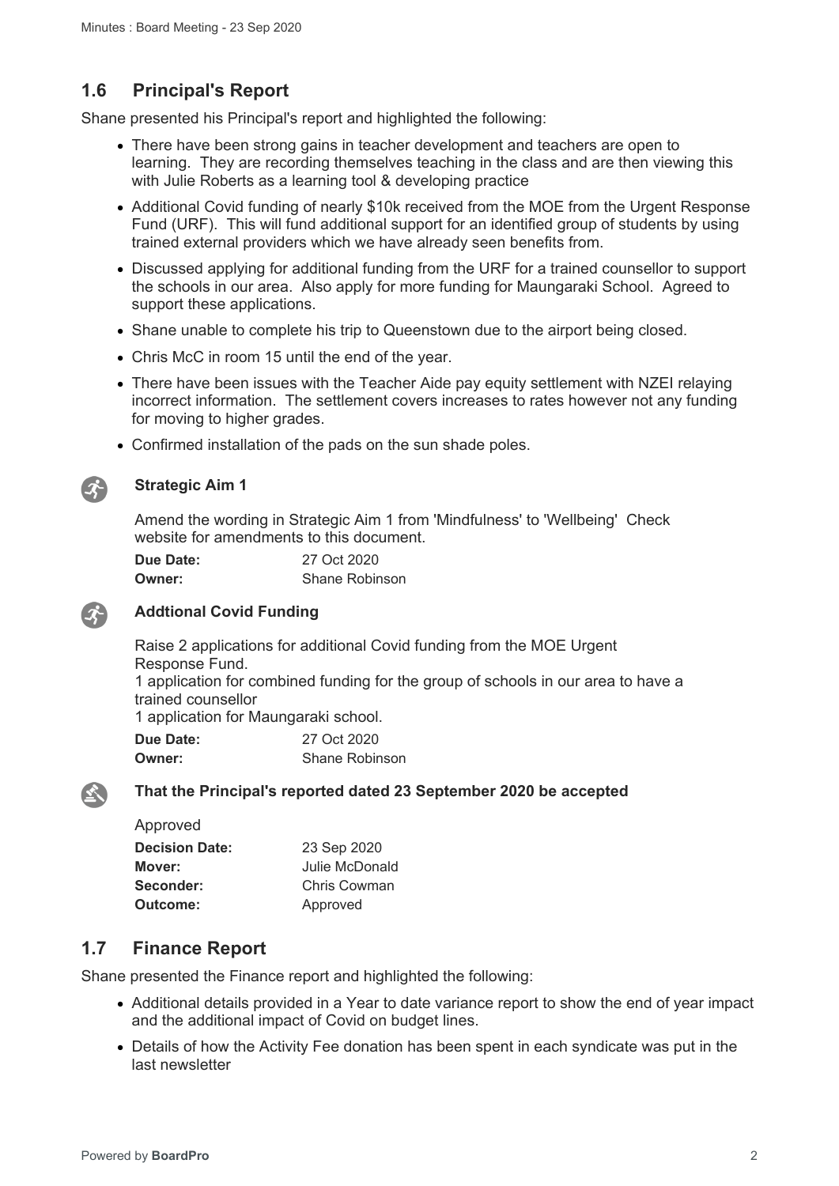## 1.6 Principal's Report

Shane presented his Principal's report and highlighted the following:

- There have been strong gains in teacher development and teachers are open to learning. They are recording themselves teaching in the class and are then viewing this with Julie Roberts as a learning tool & developing practice
- Additional Covid funding of nearly $10k received from the MOE from the Urgent Response Fund (URF). This will fund additional support for an identified group of students by using trained external providers which we have already seen benefits from.
- Discussed applying for additional funding from the URF for a trained counsellor to support the schools in our area. Also apply for more funding for Maungaraki School. Agreed to support these applications.
- Shane unable to complete his trip to Queenstown due to the airport being closed.
- Chris McC in room 15 until the end of the year.
- There have been issues with the Teacher Aide pay equity settlement with NZEI relaying incorrect information. The settlement covers increases to rates however not any funding for moving to higher grades.
- Confirmed installation of the pads on the sun shade poles.

**Strategic Aim 1**

Amend the wording in Strategic Aim 1 from 'Mindfulness' to 'Wellbeing' Check website for amendments to this document.

**Due Date:** 27 Oct 2020
**Owner:** Shane Robinson

**Addtional Covid Funding**

Raise 2 applications for additional Covid funding from the MOE Urgent Response Fund.
1 application for combined funding for the group of schools in our area to have a trained counsellor
1 application for Maungaraki school.

**Due Date:** 27 Oct 2020
**Owner:** Shane Robinson

**That the Principal's reported dated 23 September 2020 be accepted**

Approved

**Decision Date:** 23 Sep 2020
**Mover:** Julie McDonald
**Seconder:** Chris Cowman
**Outcome:** Approved

## 1.7 Finance Report

Shane presented the Finance report and highlighted the following:

- Additional details provided in a Year to date variance report to show the end of year impact and the additional impact of Covid on budget lines.
- Details of how the Activity Fee donation has been spent in each syndicate was put in the last newsletter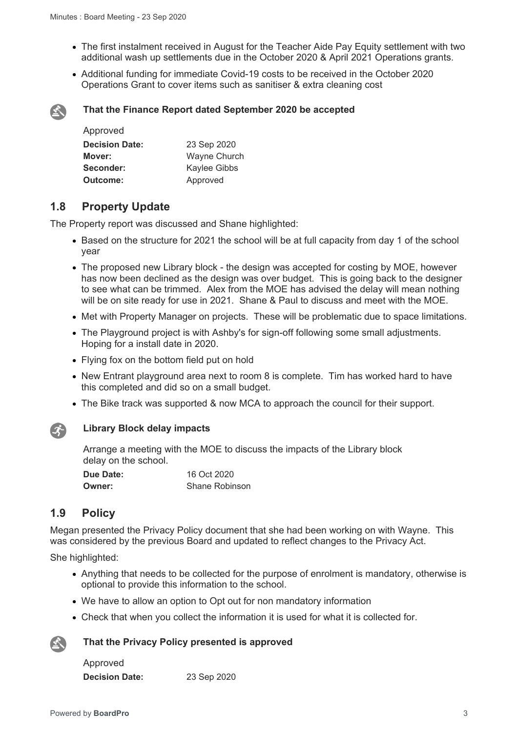- The first instalment received in August for the Teacher Aide Pay Equity settlement with two additional wash up settlements due in the October 2020 & April 2021 Operations grants.
- Additional funding for immediate Covid-19 costs to be received in the October 2020 Operations Grant to cover items such as sanitiser & extra cleaning cost

**That the Finance Report dated September 2020 be accepted**

Approved

| | |
|---|---|
| **Decision Date:** | 23 Sep 2020 |
| **Mover:** | Wayne Church |
| **Seconder:** | Kaylee Gibbs |
| **Outcome:** | Approved |

## 1.8 Property Update

The Property report was discussed and Shane highlighted:

- Based on the structure for 2021 the school will be at full capacity from day 1 of the school year
- The proposed new Library block - the design was accepted for costing by MOE, however has now been declined as the design was over budget. This is going back to the designer to see what can be trimmed. Alex from the MOE has advised the delay will mean nothing will be on site ready for use in 2021. Shane & Paul to discuss and meet with the MOE.
- Met with Property Manager on projects. These will be problematic due to space limitations.
- The Playground project is with Ashby's for sign-off following some small adjustments. Hoping for a install date in 2020.
- Flying fox on the bottom field put on hold
- New Entrant playground area next to room 8 is complete. Tim has worked hard to have this completed and did so on a small budget.
- The Bike track was supported & now MCA to approach the council for their support.

**Library Block delay impacts**

Arrange a meeting with the MOE to discuss the impacts of the Library block delay on the school.

| | |
|---|---|
| **Due Date:** | 16 Oct 2020 |
| **Owner:** | Shane Robinson |

## 1.9 Policy

Megan presented the Privacy Policy document that she had been working on with Wayne. This was considered by the previous Board and updated to reflect changes to the Privacy Act.

She highlighted:

- Anything that needs to be collected for the purpose of enrolment is mandatory, otherwise is optional to provide this information to the school.
- We have to allow an option to Opt out for non mandatory information
- Check that when you collect the information it is used for what it is collected for.

**That the Privacy Policy presented is approved**

Approved

| | |
|---|---|
| **Decision Date:** | 23 Sep 2020 |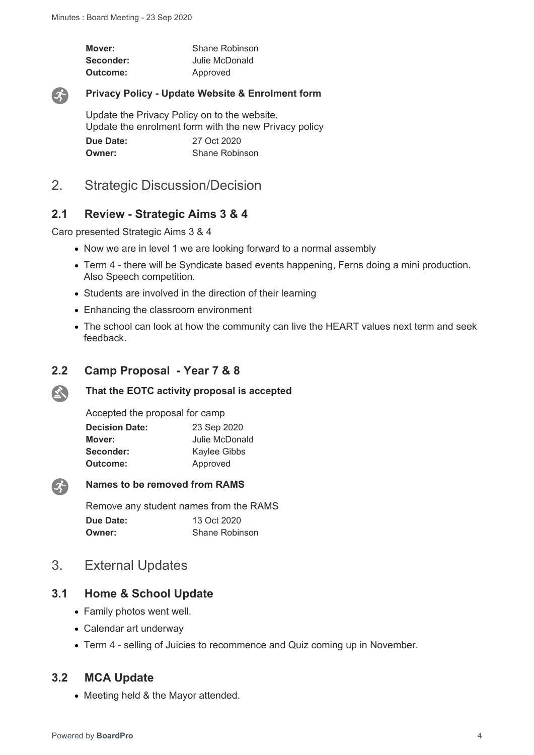| | |
|---|---|
| **Mover:** | Shane Robinson |
| **Seconder:** | Julie McDonald |
| **Outcome:** | Approved |

**Privacy Policy - Update Website & Enrolment form**

Update the Privacy Policy on to the website.
Update the enrolment form with the new Privacy policy

| | |
|---|---|
| **Due Date:** | 27 Oct 2020 |
| **Owner:** | Shane Robinson |

# 2. Strategic Discussion/Decision

## 2.1 Review - Strategic Aims 3 & 4

Caro presented Strategic Aims 3 & 4

- Now we are in level 1 we are looking forward to a normal assembly
- Term 4 - there will be Syndicate based events happening, Ferns doing a mini production. Also Speech competition.
- Students are involved in the direction of their learning
- Enhancing the classroom environment
- The school can look at how the community can live the HEART values next term and seek feedback.

## 2.2 Camp Proposal - Year 7 & 8

**That the EOTC activity proposal is accepted**

Accepted the proposal for camp

| | |
|---|---|
| **Decision Date:** | 23 Sep 2020 |
| **Mover:** | Julie McDonald |
| **Seconder:** | Kaylee Gibbs |
| **Outcome:** | Approved |

**Names to be removed from RAMS**

Remove any student names from the RAMS

| | |
|---|---|
| **Due Date:** | 13 Oct 2020 |
| **Owner:** | Shane Robinson |

# 3. External Updates

## 3.1 Home & School Update

- Family photos went well.
- Calendar art underway
- Term 4 - selling of Juicies to recommence and Quiz coming up in November.

## 3.2 MCA Update

- Meeting held & the Mayor attended.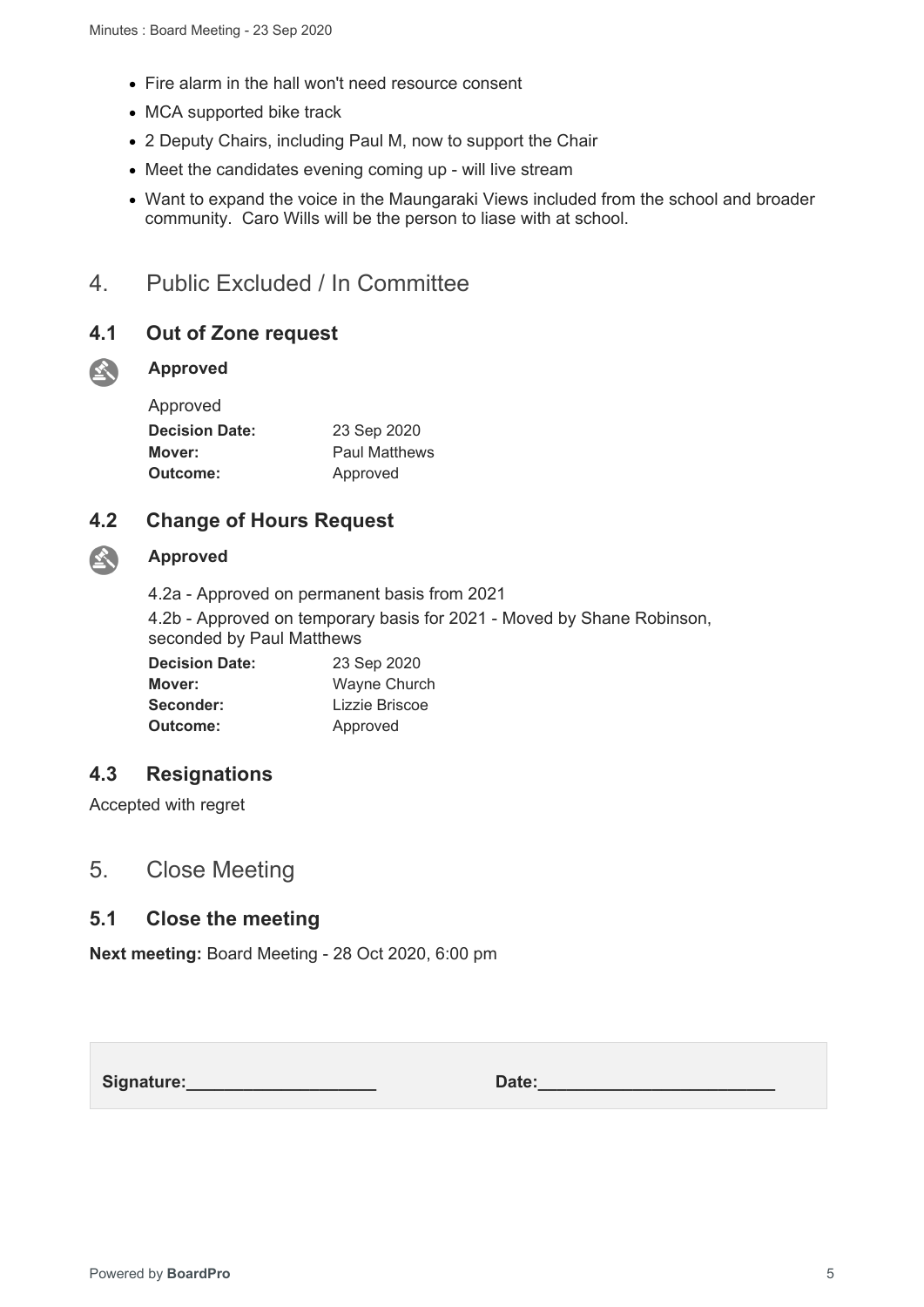- Fire alarm in the hall won't need resource consent
- MCA supported bike track
- 2 Deputy Chairs, including Paul M, now to support the Chair
- Meet the candidates evening coming up - will live stream
- Want to expand the voice in the Maungaraki Views included from the school and broader community. Caro Wills will be the person to liase with at school.

# 4. Public Excluded / In Committee

## 4.1 Out of Zone request

**Approved**

Approved

| | |
|---|---|
| **Decision Date:** | 23 Sep 2020 |
| **Mover:** | Paul Matthews |
| **Outcome:** | Approved |

## 4.2 Change of Hours Request

**Approved**

4.2a - Approved on permanent basis from 2021

4.2b - Approved on temporary basis for 2021 - Moved by Shane Robinson, seconded by Paul Matthews

| | |
|---|---|
| **Decision Date:** | 23 Sep 2020 |
| **Mover:** | Wayne Church |
| **Seconder:** | Lizzie Briscoe |
| **Outcome:** | Approved |

## 4.3 Resignations

Accepted with regret

# 5. Close Meeting

## 5.1 Close the meeting

**Next meeting:** Board Meeting - 28 Oct 2020, 6:00 pm

**Signature:**____________________ **Date:**________________________